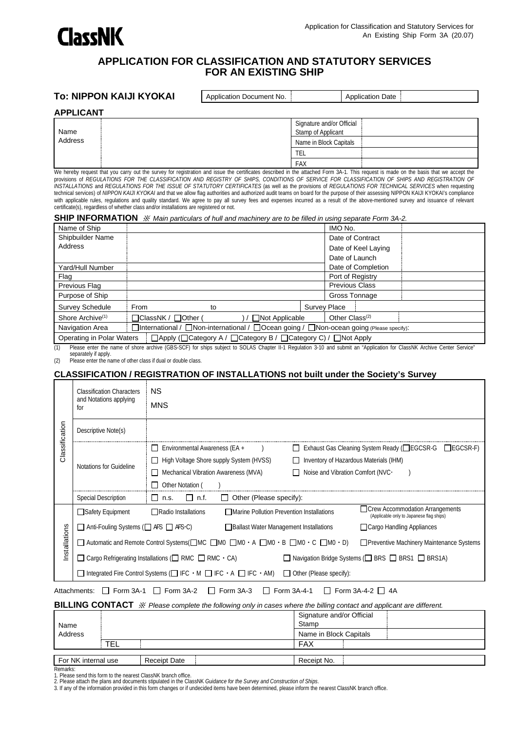ClassNK

Application for Classification and Statutory Services for An Existing Ship Form 3A (20.07)

# APPLICATION FOR CLASSIFICATION AND STATUTORY SERVICES FOR AN EXISTING SHIP

**To: NIPPON KAIJI KYOKAI**

| Application Document No. | | Application Date | |
|---|---|---|---|

## APPLICANT

| Name<br>Address | | Signature and/or Official Stamp of Applicant | |
|---|---|---|---|
| | | Name in Block Capitals | |
| | | TEL | |
| | | FAX | |

We hereby request that you carry out the survey for registration and issue the certificates described in the attached Form 3A-1. This request is made on the basis that we accept the provisions of *REGULATIONS FOR THE CLASSIFICATION AND REGISTRY OF SHIPS, CONDITIONS OF SERVICE FOR CLASSIFICATION OF SHIPS AND REGISTRATION OF INSTALLATIONS* and *REGULATIONS FOR THE ISSUE OF STATUTORY CERTIFICATES* (as well as the provisions of *REGULATIONS FOR TECHNICAL SERVICES* when requesting technical services) of *NIPPON KAIJI KYOKAI* and that we allow flag authorities and authorized audit teams on board for the purpose of their assessing NIPPON KAIJI KYOKAI's compliance with applicable rules, regulations and quality standard. We agree to pay all survey fees and expenses incurred as a result of the above-mentioned survey and issuance of relevant certificate(s), regardless of whether class and/or installations are registered or not.

## SHIP INFORMATION

※ *Main particulars of hull and machinery are to be filled in using separate Form 3A-2.*

| Name of Ship | | IMO No. | |
|---|---|---|---|
| Shipbuilder Name<br>Address | | Date of Contract | |
| | | Date of Keel Laying | |
| | | Date of Launch | |
| Yard/Hull Number | | Date of Completion | |
| Flag | | Port of Registry | |
| Previous Flag | | Previous Class | |
| Purpose of Ship | | Gross Tonnage | |
| Survey Schedule | From to | Survey Place | |
| Shore Archive(1) | ☐ClassNK / ☐Other ( ) / ☐Not Applicable | Other Class(2) | |
| Navigation Area | ☐International / ☐Non-international / ☐Ocean going / ☐Non-ocean going (Please specify): | | |
| Operating in Polar Waters | ☐Apply (☐Category A / ☐Category B / ☐Category C) / ☐Not Apply | | |

(1) Please enter the name of shore archive (GBS-SCF) for ships subject to SOLAS Chapter II-1 Regulation 3-10 and submit an "Application for ClassNK Archive Center Service" separately if apply.
(2) Please enter the name of other class if dual or double class.

## CLASSIFICATION / REGISTRATION OF INSTALLATIONS not built under the Society's Survey

| | | |
|---|---|---|
| Classification | Classification Characters and Notations applying for | NS<br>MNS |
| | Descriptive Note(s) | |
| | Notations for Guideline | ☐ Environmental Awareness (EA + ) ☐ Exhaust Gas Cleaning System Ready (☐EGCSR-G ☐EGCSR-F)<br>☐ High Voltage Shore supply System (HVSS) ☐ Inventory of Hazardous Materials (IHM)<br>☐ Mechanical Vibration Awareness (MVA) ☐ Noise and Vibration Comfort (NVC･ )<br>☐ Other Notation ( ) |
| | Special Description | ☐ n.s. ☐ n.f. ☐ Other (Please specify): |
| Installations | ☐Safety Equipment ☐Radio Installations ☐Marine Pollution Prevention Installations ☐Crew Accommodation Arrangements (Applicable only to Japanese flag ships)<br>☐ Anti-Fouling Systems (☐ AFS ☐ AFS･C) ☐Ballast Water Management Installations ☐Cargo Handling Appliances<br>☐ Automatic and Remote Control Systems(☐MC ☐M0 ☐M0・A ☐M0・B ☐M0・C ☐M0・D) ☐Preventive Machinery Maintenance Systems<br>☐ Cargo Refrigerating Installations (☐ RMC ☐ RMC・CA) ☐ Navigation Bridge Systems (☐ BRS ☐ BRS1 ☐ BRS1A)<br>☐ Integrated Fire Control Systems (☐ IFC・M ☐ IFC・A ☐ IFC・AM) ☐ Other (Please specify): | |

Attachments: ☐ Form 3A-1 ☐ Form 3A-2 ☐ Form 3A-3 ☐ Form 3A-4-1 ☐ Form 3A-4-2 ☐ 4A

## BILLING CONTACT

※ *Please complete the following only in cases where the billing contact and applicant are different.*

| Name<br>Address | | Signature and/or Official Stamp | |
|---|---|---|---|
| | | Name in Block Capitals | |
| | TEL | FAX | |

| For NK internal use | Receipt Date | | Receipt No. | |
|---|---|---|---|---|

Remarks:
1. Please send this form to the nearest ClassNK branch office.
2. Please attach the plans and documents stipulated in the ClassNK *Guidance for the Survey and Construction of Ships*.
3. If any of the information provided in this form changes or if undecided items have been determined, please inform the nearest ClassNK branch office.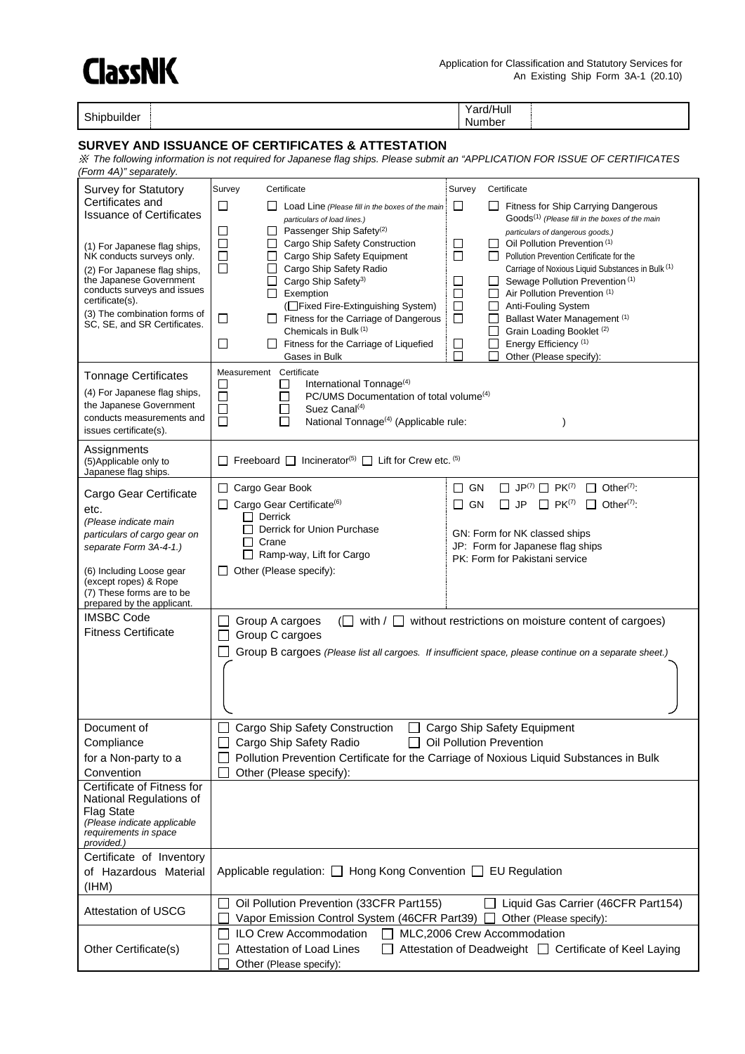ClassNK

Application for Classification and Statutory Services for An Existing Ship Form 3A-1 (20.10)

| Shipbuilder | | Yard/Hull Number | |
|---|---|---|---|

## SURVEY AND ISSUANCE OF CERTIFICATES & ATTESTATION

※ *The following information is not required for Japanese flag ships. Please submit an "APPLICATION FOR ISSUE OF CERTIFICATES (Form 4A)" separately.*

| Section | Details |
|---|---|
| **Survey for Statutory Certificates and Issuance of Certificates**<br><br>(1) For Japanese flag ships, NK conducts surveys only.<br>(2) For Japanese flag ships, the Japanese Government conducts surveys and issues certificate(s).<br>(3) The combination forms of SC, SE, and SR Certificates. | Survey / Certificate<br>☐ ☐ Load Line *(Please fill in the boxes of the main particulars of load lines.)*<br>☐ ☐ Passenger Ship Safety[(2)]<br>☐ ☐ Cargo Ship Safety Construction<br>☐ ☐ Cargo Ship Safety Equipment<br>☐ ☐ Cargo Ship Safety Radio<br>☐ Cargo Ship Safety[3)]<br>☐ Exemption<br>(☐Fixed Fire-Extinguishing System)<br>☐ ☐ Fitness for the Carriage of Dangerous Chemicals in Bulk [(1)]<br>☐ ☐ Fitness for the Carriage of Liquefied Gases in Bulk<br><br>Survey / Certificate<br>☐ ☐ Fitness for Ship Carrying Dangerous Goods[(1)] *(Please fill in the boxes of the main particulars of dangerous goods.)*<br>☐ ☐ Oil Pollution Prevention [(1)]<br>☐ ☐ Pollution Prevention Certificate for the Carriage of Noxious Liquid Substances in Bulk [(1)]<br>☐ ☐ Sewage Pollution Prevention [(1)]<br>☐ ☐ Air Pollution Prevention [(1)]<br>☐ ☐ Anti-Fouling System<br>☐ ☐ Ballast Water Management [(1)]<br>☐ Grain Loading Booklet [(2)]<br>☐ ☐ Energy Efficiency [(1)]<br>☐ ☐ Other (Please specify): |
| **Tonnage Certificates**<br><br>(4) For Japanese flag ships, the Japanese Government conducts measurements and issues certificate(s). | Measurement / Certificate<br>☐ ☐ International Tonnage[(4)]<br>☐ ☐ PC/UMS Documentation of total volume[(4)]<br>☐ ☐ Suez Canal[(4)]<br>☐ ☐ National Tonnage[(4)] (Applicable rule: ) |
| **Assignments**<br>(5)Applicable only to Japanese flag ships. | ☐ Freeboard ☐ Incinerator[(5)] ☐ Lift for Crew etc. [(5)] |
| **Cargo Gear Certificate etc.**<br>*(Please indicate main particulars of cargo gear on separate Form 3A-4-1.)*<br><br>(6) Including Loose gear (except ropes) & Rope<br>(7) These forms are to be prepared by the applicant. | ☐ Cargo Gear Book — ☐ GN ☐ JP[(7)] ☐ PK[(7)] ☐ Other[(7)]:<br>☐ Cargo Gear Certificate[(6)] — ☐ GN ☐ JP ☐ PK[(7)] ☐ Other[(7)]:<br>☐ Derrick<br>☐ Derrick for Union Purchase<br>☐ Crane<br>☐ Ramp-way, Lift for Cargo<br>☐ Other (Please specify):<br><br>GN: Form for NK classed ships<br>JP: Form for Japanese flag ships<br>PK: Form for Pakistani service |
| **IMSBC Code Fitness Certificate** | ☐ Group A cargoes (☐ with / ☐ without restrictions on moisture content of cargoes)<br>☐ Group C cargoes<br>☐ Group B cargoes *(Please list all cargoes. If insufficient space, please continue on a separate sheet.)*<br>( ) |
| **Document of Compliance for a Non-party to a Convention** | ☐ Cargo Ship Safety Construction ☐ Cargo Ship Safety Equipment<br>☐ Cargo Ship Safety Radio ☐ Oil Pollution Prevention<br>☐ Pollution Prevention Certificate for the Carriage of Noxious Liquid Substances in Bulk<br>☐ Other (Please specify): |
| **Certificate of Fitness for National Regulations of Flag State**<br>*(Please indicate applicable requirements in space provided.)* | |
| **Certificate of Inventory of Hazardous Material (IHM)** | Applicable regulation: ☐ Hong Kong Convention ☐ EU Regulation |
| **Attestation of USCG** | ☐ Oil Pollution Prevention (33CFR Part155) ☐ Liquid Gas Carrier (46CFR Part154)<br>☐ Vapor Emission Control System (46CFR Part39) ☐ Other (Please specify): |
| **Other Certificate(s)** | ☐ ILO Crew Accommodation ☐ MLC,2006 Crew Accommodation<br>☐ Attestation of Load Lines ☐ Attestation of Deadweight ☐ Certificate of Keel Laying<br>☐ Other (Please specify): |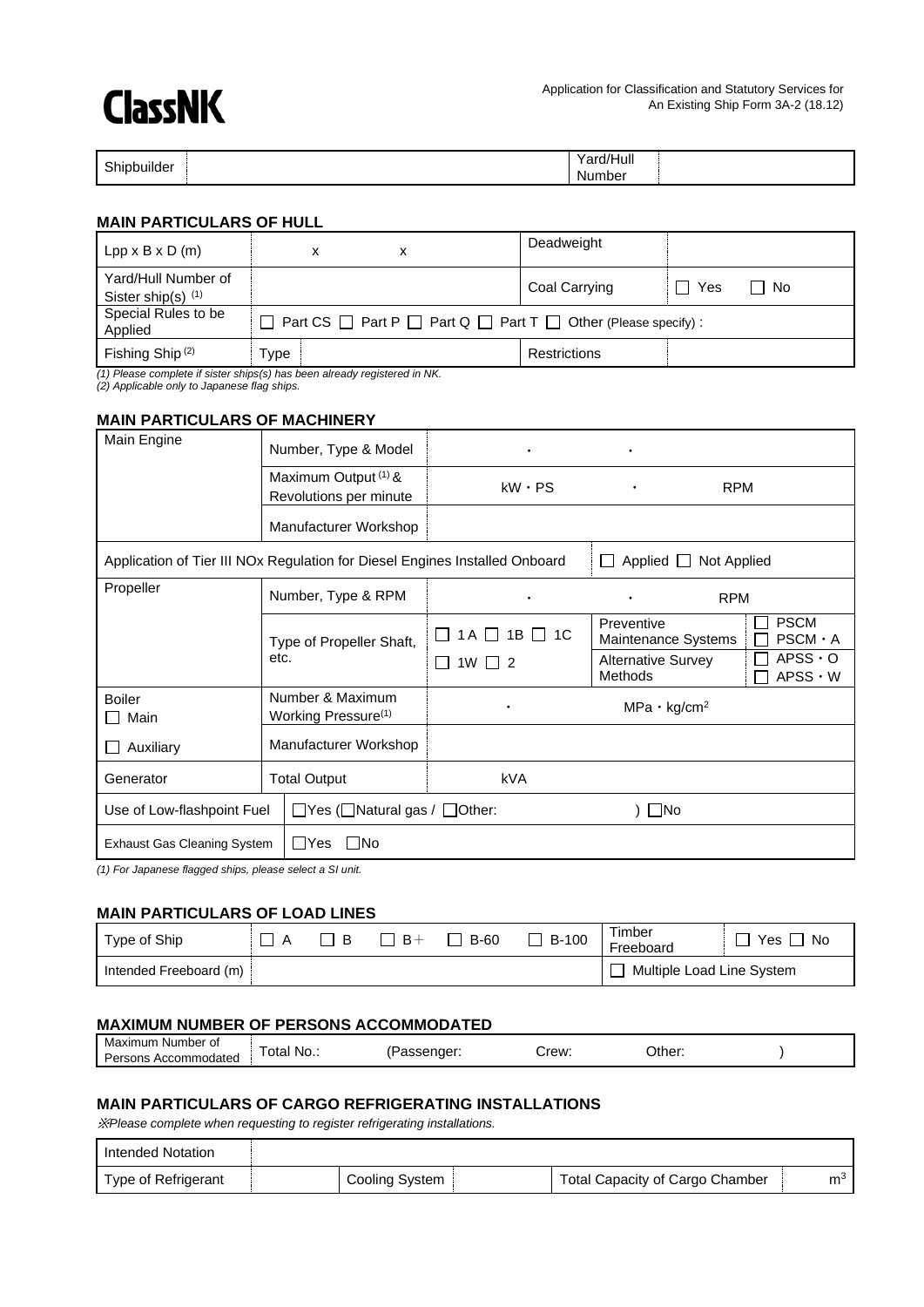**ClassNK**

Application for Classification and Statutory Services for An Existing Ship Form 3A-2 (18.12)

| Shipbuilder | | Yard/Hull Number | |
|---|---|---|---|

## MAIN PARTICULARS OF HULL

| Lpp x B x D (m) | x x | Deadweight | |
|---|---|---|---|
| Yard/Hull Number of Sister ship(s) (1) | | Coal Carrying | ☐ Yes ☐ No |
| Special Rules to be Applied | ☐ Part CS ☐ Part P ☐ Part Q ☐ Part T ☐ Other (Please specify) : | | |
| Fishing Ship (2) | Type | Restrictions | |

*(1) Please complete if sister ships(s) has been already registered in NK.*
*(2) Applicable only to Japanese flag ships.*

## MAIN PARTICULARS OF MACHINERY

| Main Engine | Number, Type & Model | ・ ・ | | |
|---|---|---|---|---|
| | Maximum Output (1) & Revolutions per minute | kW・PS | ・ RPM | |
| | Manufacturer Workshop | | | |
| Application of Tier III NOx Regulation for Diesel Engines Installed Onboard | | | ☐ Applied ☐ Not Applied | |
| Propeller | Number, Type & RPM | ・ | ・ RPM | |
| | Type of Propeller Shaft, etc. | ☐ 1A ☐ 1B ☐ 1C | Preventive Maintenance Systems | ☐ PSCM ☐ PSCM・A |
| | | ☐ 1W ☐ 2 | Alternative Survey Methods | ☐ APSS・O ☐ APSS・W |
| Boiler ☐ Main | Number & Maximum Working Pressure(1) | ・ | MPa・kg/cm² | |
| ☐ Auxiliary | Manufacturer Workshop | | | |
| Generator | Total Output | kVA | | |
| Use of Low-flashpoint Fuel | ☐Yes (☐Natural gas / ☐Other: ) ☐No | | | |
| Exhaust Gas Cleaning System | ☐Yes ☐No | | | |

*(1) For Japanese flagged ships, please select a SI unit.*

## MAIN PARTICULARS OF LOAD LINES

| Type of Ship | ☐ A ☐ B ☐ B+ ☐ B-60 ☐ B-100 | Timber Freeboard | ☐ Yes ☐ No |
|---|---|---|---|
| Intended Freeboard (m) | | ☐ Multiple Load Line System | |

## MAXIMUM NUMBER OF PERSONS ACCOMMODATED

| Maximum Number of Persons Accommodated | Total No.: | (Passenger: | Crew: | Other: | ) |
|---|---|---|---|---|---|

## MAIN PARTICULARS OF CARGO REFRIGERATING INSTALLATIONS

※*Please complete when requesting to register refrigerating installations.*

| Intended Notation | | | | | |
|---|---|---|---|---|---|
| Type of Refrigerant | | Cooling System | | Total Capacity of Cargo Chamber | m³ |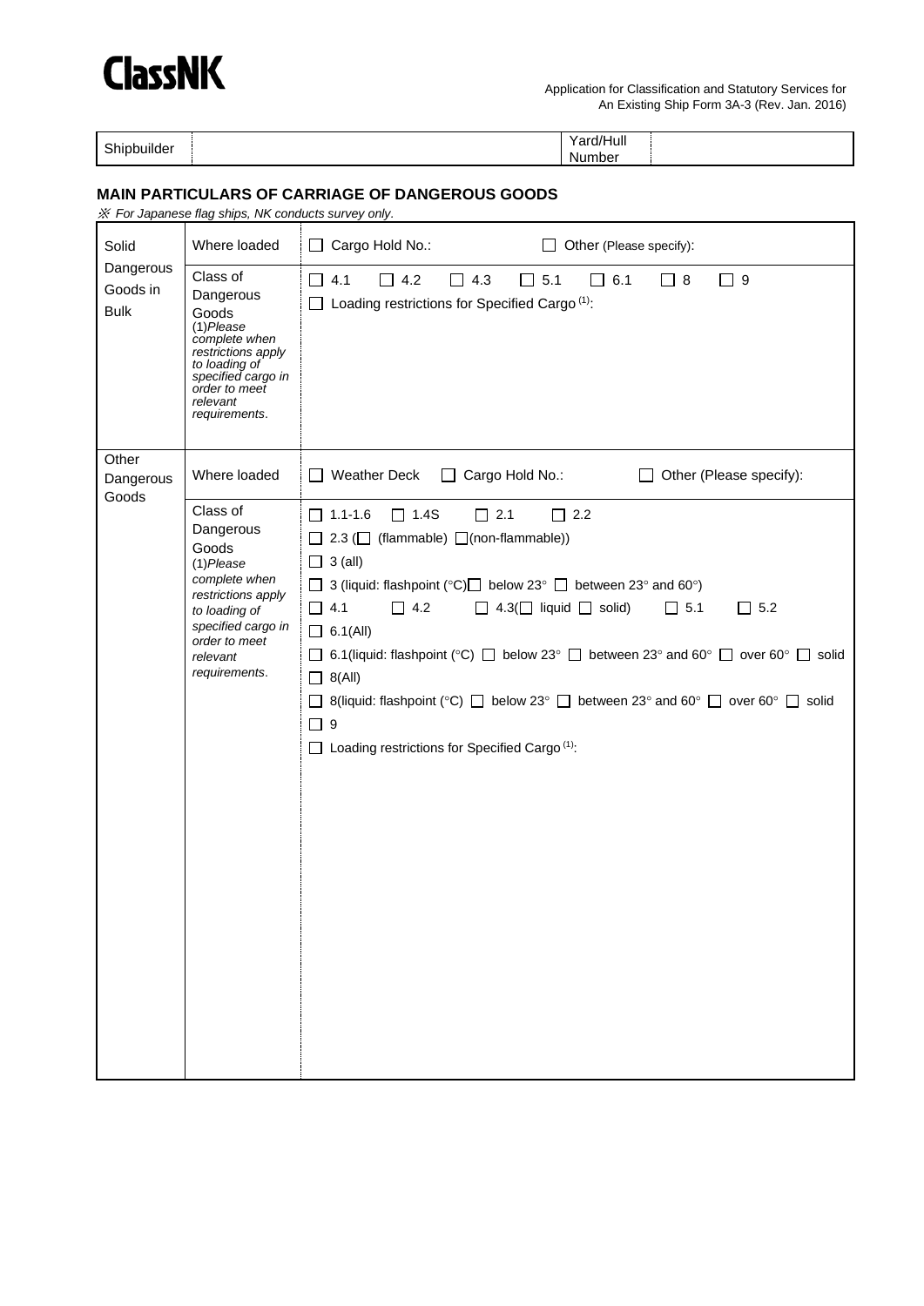Application for Classification and Statutory Services for An Existing Ship Form 3A-3 (Rev. Jan. 2016)

| Shipbuilder | | Yard/Hull Number | |
|---|---|---|---|

## MAIN PARTICULARS OF CARRIAGE OF DANGEROUS GOODS

*※ For Japanese flag ships, NK conducts survey only.*

| | | |
|---|---|---|
| Solid Dangerous Goods in Bulk | Where loaded | ☐ Cargo Hold No.: ☐ Other (Please specify): |
| | Class of Dangerous Goods (1)*Please complete when restrictions apply to loading of specified cargo in order to meet relevant requirements.* | ☐ 4.1 ☐ 4.2 ☐ 4.3 ☐ 5.1 ☐ 6.1 ☐ 8 ☐ 9<br>☐ Loading restrictions for Specified Cargo (1): |
| Other Dangerous Goods | Where loaded | ☐ Weather Deck ☐ Cargo Hold No.: ☐ Other (Please specify): |
| | Class of Dangerous Goods (1)*Please complete when restrictions apply to loading of specified cargo in order to meet relevant requirements.* | ☐ 1.1-1.6 ☐ 1.4S ☐ 2.1 ☐ 2.2<br>☐ 2.3 (☐ (flammable) ☐(non-flammable))<br>☐ 3 (all)<br>☐ 3 (liquid: flashpoint (°C)☐ below 23° ☐ between 23° and 60°)<br>☐ 4.1 ☐ 4.2 ☐ 4.3(☐ liquid ☐ solid) ☐ 5.1 ☐ 5.2<br>☐ 6.1(All)<br>☐ 6.1(liquid: flashpoint (°C) ☐ below 23° ☐ between 23° and 60° ☐ over 60° ☐ solid<br>☐ 8(All)<br>☐ 8(liquid: flashpoint (°C) ☐ below 23° ☐ between 23° and 60° ☐ over 60° ☐ solid<br>☐ 9<br>☐ Loading restrictions for Specified Cargo (1): |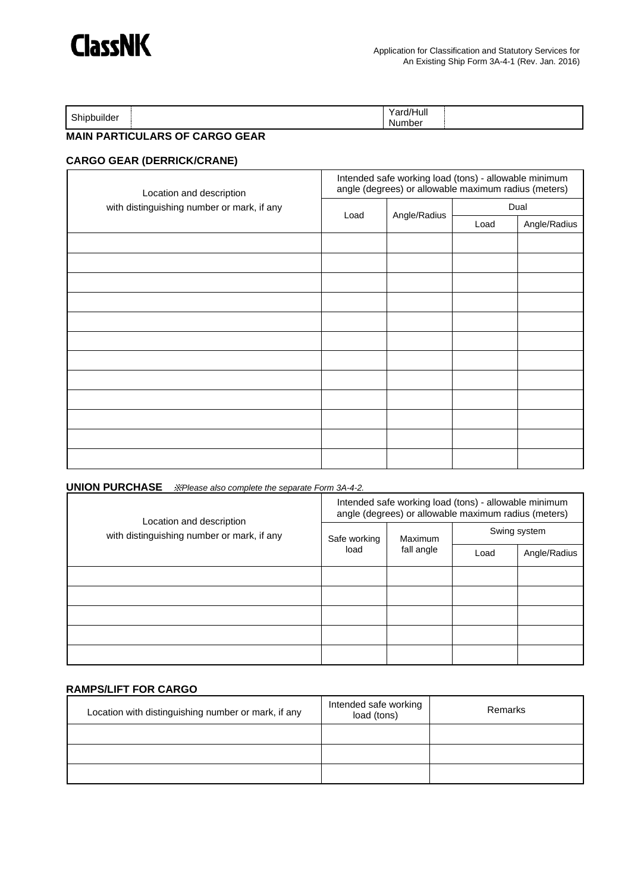| Shipbuilder | | Yard/Hull Number | |
|---|---|---|---|

## MAIN PARTICULARS OF CARGO GEAR

### CARGO GEAR (DERRICK/CRANE)

| Location and description with distinguishing number or mark, if any | Intended safe working load (tons) - allowable minimum angle (degrees) or allowable maximum radius (meters) | | | |
|---|---|---|---|---|
| | Load | Angle/Radius | Dual | |
| | | | Load | Angle/Radius |
| | | | | |
| | | | | |
| | | | | |
| | | | | |
| | | | | |
| | | | | |
| | | | | |
| | | | | |
| | | | | |
| | | | | |
| | | | | |
| | | | | |

### UNION PURCHASE

*※Please also complete the separate Form 3A-4-2.*

| Location and description with distinguishing number or mark, if any | Intended safe working load (tons) - allowable minimum angle (degrees) or allowable maximum radius (meters) | | | |
|---|---|---|---|---|
| | Safe working load | Maximum fall angle | Swing system | |
| | | | Load | Angle/Radius |
| | | | | |
| | | | | |
| | | | | |
| | | | | |
| | | | | |

### RAMPS/LIFT FOR CARGO

| Location with distinguishing number or mark, if any | Intended safe working load (tons) | Remarks |
|---|---|---|
| | | |
| | | |
| | | |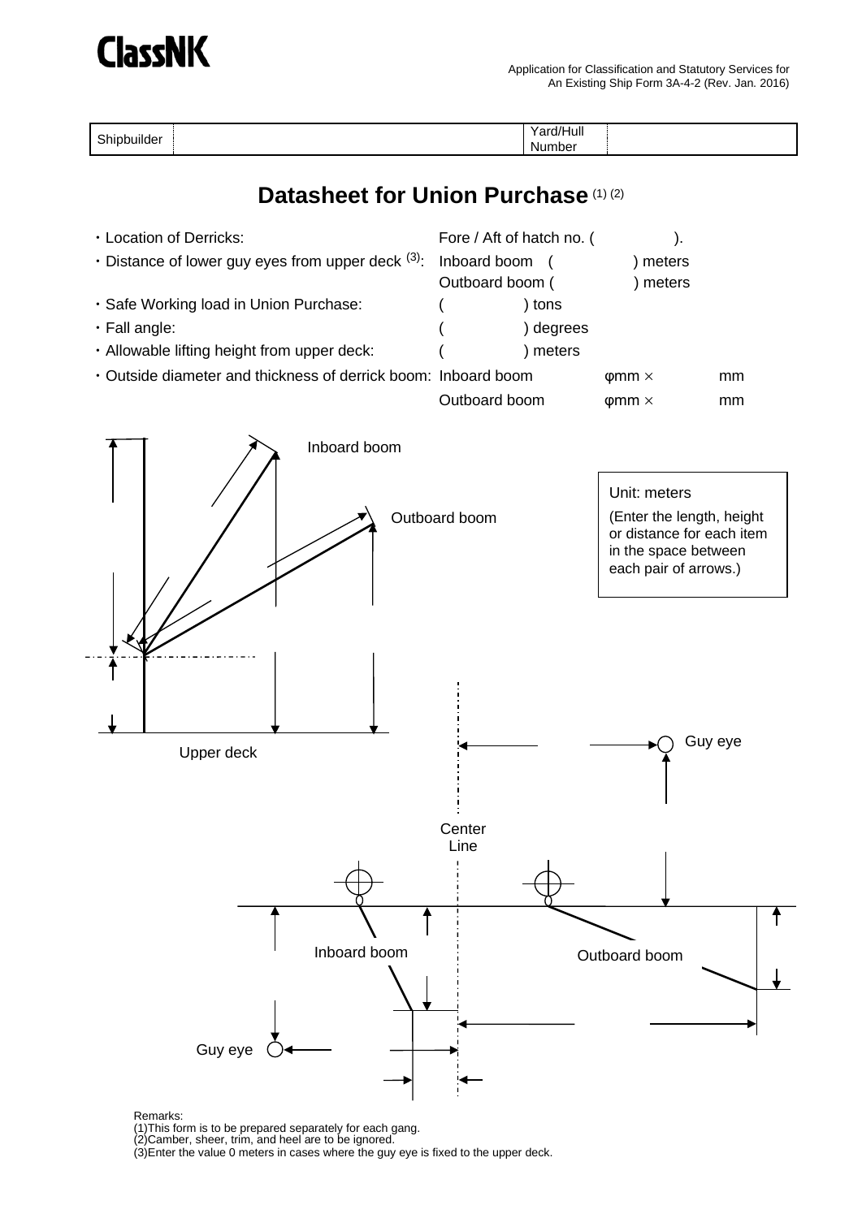Application for Classification and Statutory Services for An Existing Ship Form 3A-4-2 (Rev. Jan. 2016)

| Shipbuilder | | Yard/Hull Number | |
|---|---|---|---|

# Datasheet for Union Purchase [1] [2]

- Location of Derricks: Fore / Aft of hatch no. ( ).
- Distance of lower guy eyes from upper deck [3]: Inboard boom ( ) meters
  Outboard boom ( ) meters
- Safe Working load in Union Purchase: ( ) tons
- Fall angle: ( ) degrees
- Allowable lifting height from upper deck: ( ) meters
- Outside diameter and thickness of derrick boom: Inboard boom φmm × mm
  Outboard boom φmm × mm

Inboard boom

Outboard boom

Unit: meters

(Enter the length, height or distance for each item in the space between each pair of arrows.)

Upper deck

Guy eye

Center Line

Inboard boom

Outboard boom

Guy eye

Remarks:
(1)This form is to be prepared separately for each gang.
(2)Camber, sheer, trim, and heel are to be ignored.
(3)Enter the value 0 meters in cases where the guy eye is fixed to the upper deck.